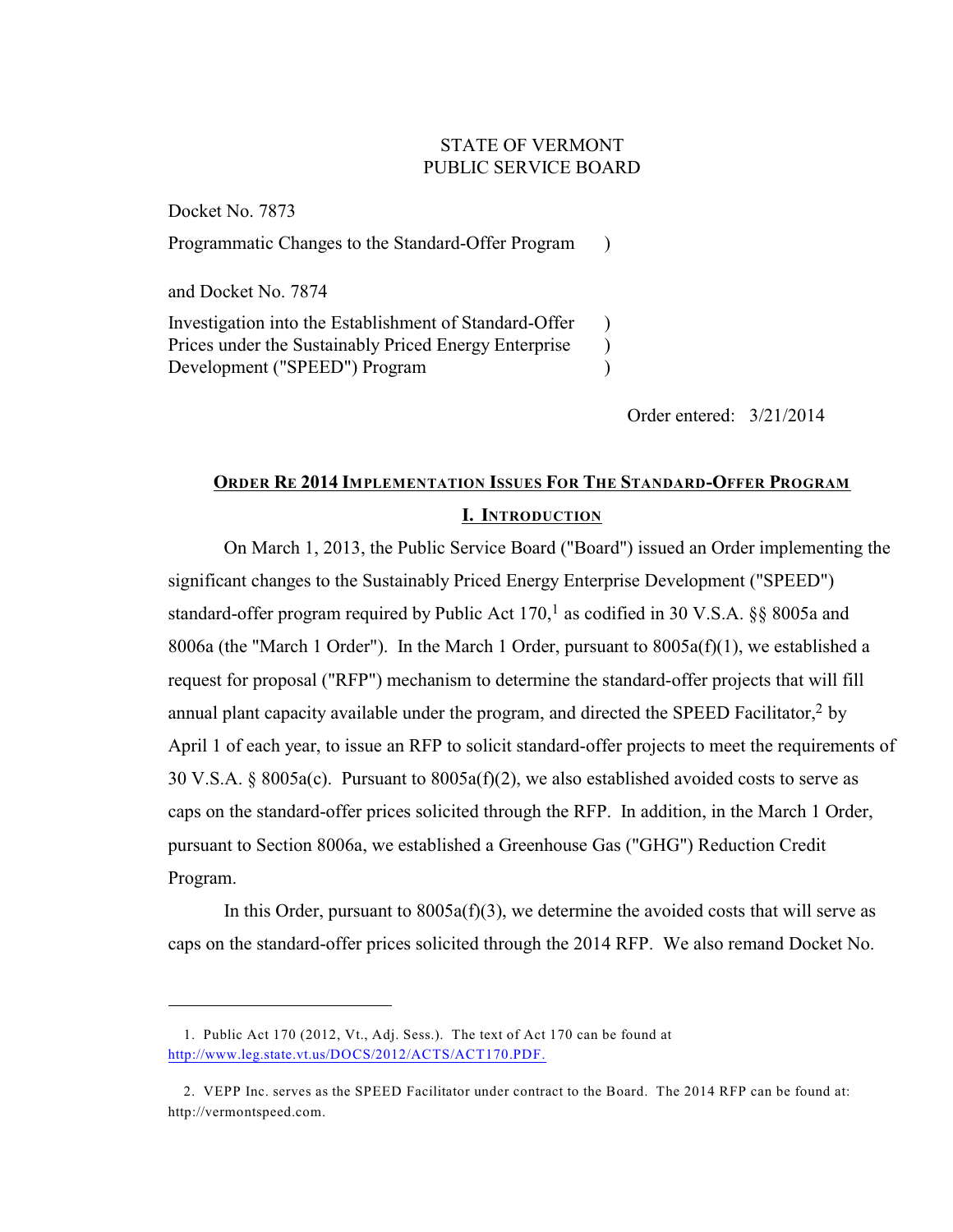STATE OF VERMONT
PUBLIC SERVICE BOARD

Docket No. 7873

Programmatic Changes to the Standard-Offer Program )

and Docket No. 7874

Investigation into the Establishment of Standard-Offer )
Prices under the Sustainably Priced Energy Enterprise )
Development ("SPEED") Program )

Order entered: 3/21/2014

## ORDER RE 2014 IMPLEMENTATION ISSUES FOR THE STANDARD-OFFER PROGRAM

## I. INTRODUCTION

On March 1, 2013, the Public Service Board ("Board") issued an Order implementing the significant changes to the Sustainably Priced Energy Enterprise Development ("SPEED") standard-offer program required by Public Act 170,[1] as codified in 30 V.S.A. §§ 8005a and 8006a (the "March 1 Order"). In the March 1 Order, pursuant to 8005a(f)(1), we established a request for proposal ("RFP") mechanism to determine the standard-offer projects that will fill annual plant capacity available under the program, and directed the SPEED Facilitator,[2] by April 1 of each year, to issue an RFP to solicit standard-offer projects to meet the requirements of 30 V.S.A. § 8005a(c). Pursuant to 8005a(f)(2), we also established avoided costs to serve as caps on the standard-offer prices solicited through the RFP. In addition, in the March 1 Order, pursuant to Section 8006a, we established a Greenhouse Gas ("GHG") Reduction Credit Program.

In this Order, pursuant to 8005a(f)(3), we determine the avoided costs that will serve as caps on the standard-offer prices solicited through the 2014 RFP. We also remand Docket No.

---

1. Public Act 170 (2012, Vt., Adj. Sess.). The text of Act 170 can be found at http://www.leg.state.vt.us/DOCS/2012/ACTS/ACT170.PDF.

2. VEPP Inc. serves as the SPEED Facilitator under contract to the Board. The 2014 RFP can be found at: http://vermontspeed.com.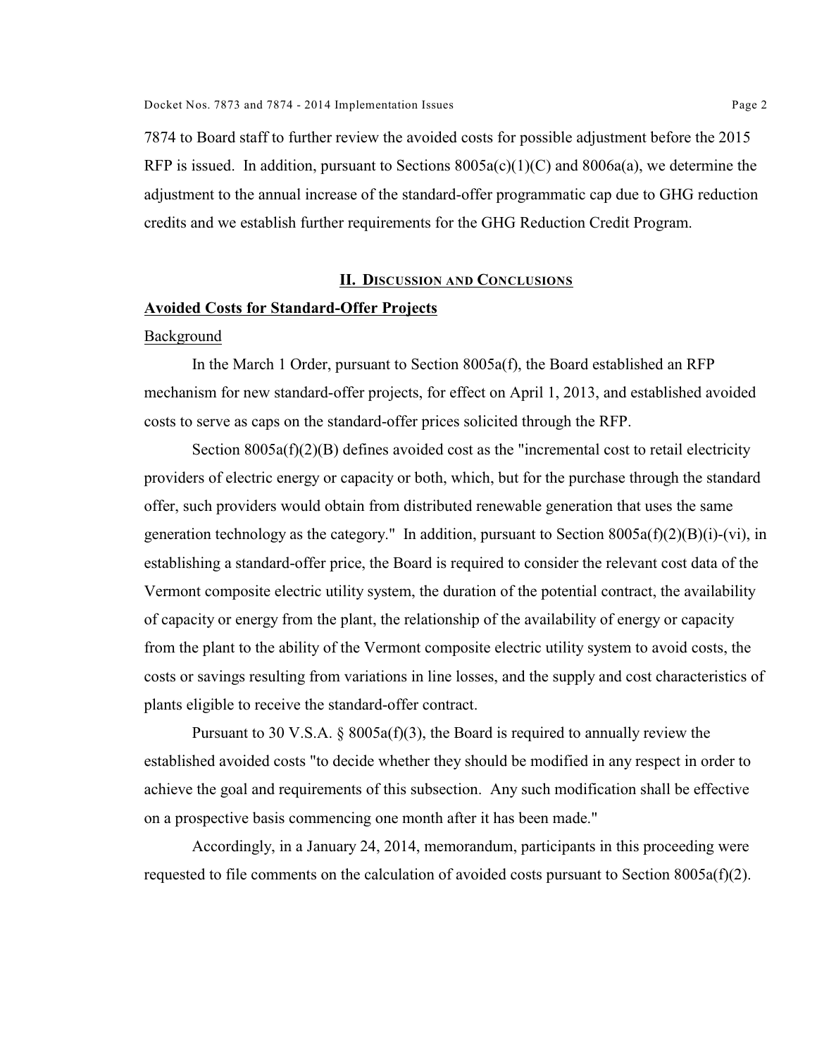7874 to Board staff to further review the avoided costs for possible adjustment before the 2015 RFP is issued. In addition, pursuant to Sections 8005a(c)(1)(C) and 8006a(a), we determine the adjustment to the annual increase of the standard-offer programmatic cap due to GHG reduction credits and we establish further requirements for the GHG Reduction Credit Program.

## II. Discussion and Conclusions

### Avoided Costs for Standard-Offer Projects

#### Background

In the March 1 Order, pursuant to Section 8005a(f), the Board established an RFP mechanism for new standard-offer projects, for effect on April 1, 2013, and established avoided costs to serve as caps on the standard-offer prices solicited through the RFP.

Section 8005a(f)(2)(B) defines avoided cost as the "incremental cost to retail electricity providers of electric energy or capacity or both, which, but for the purchase through the standard offer, such providers would obtain from distributed renewable generation that uses the same generation technology as the category." In addition, pursuant to Section 8005a(f)(2)(B)(i)-(vi), in establishing a standard-offer price, the Board is required to consider the relevant cost data of the Vermont composite electric utility system, the duration of the potential contract, the availability of capacity or energy from the plant, the relationship of the availability of energy or capacity from the plant to the ability of the Vermont composite electric utility system to avoid costs, the costs or savings resulting from variations in line losses, and the supply and cost characteristics of plants eligible to receive the standard-offer contract.

Pursuant to 30 V.S.A. § 8005a(f)(3), the Board is required to annually review the established avoided costs "to decide whether they should be modified in any respect in order to achieve the goal and requirements of this subsection. Any such modification shall be effective on a prospective basis commencing one month after it has been made."

Accordingly, in a January 24, 2014, memorandum, participants in this proceeding were requested to file comments on the calculation of avoided costs pursuant to Section 8005a(f)(2).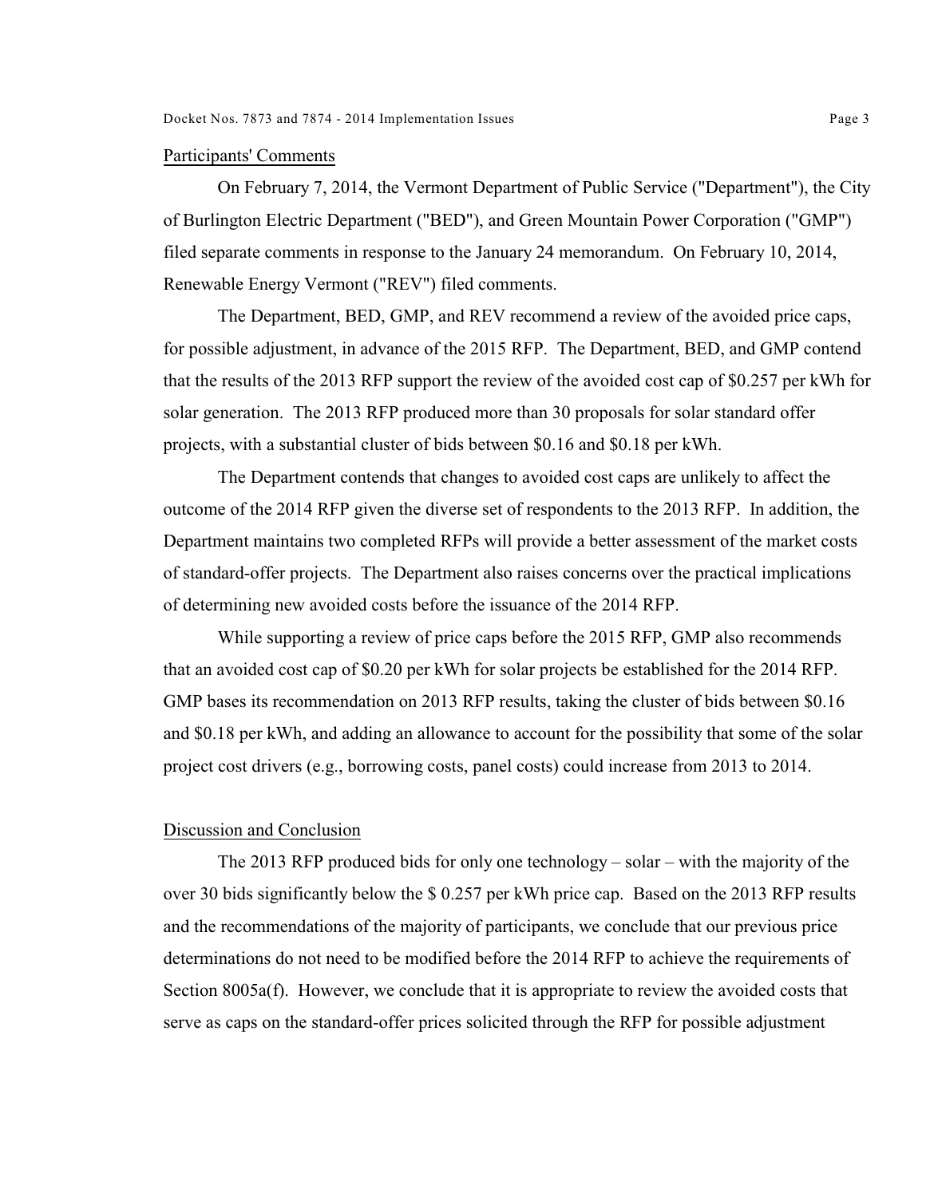Participants' Comments

On February 7, 2014, the Vermont Department of Public Service ("Department"), the City of Burlington Electric Department ("BED"), and Green Mountain Power Corporation ("GMP") filed separate comments in response to the January 24 memorandum. On February 10, 2014, Renewable Energy Vermont ("REV") filed comments.

The Department, BED, GMP, and REV recommend a review of the avoided price caps, for possible adjustment, in advance of the 2015 RFP. The Department, BED, and GMP contend that the results of the 2013 RFP support the review of the avoided cost cap of $0.257 per kWh for solar generation. The 2013 RFP produced more than 30 proposals for solar standard offer projects, with a substantial cluster of bids between $0.16 and $0.18 per kWh.

The Department contends that changes to avoided cost caps are unlikely to affect the outcome of the 2014 RFP given the diverse set of respondents to the 2013 RFP. In addition, the Department maintains two completed RFPs will provide a better assessment of the market costs of standard-offer projects. The Department also raises concerns over the practical implications of determining new avoided costs before the issuance of the 2014 RFP.

While supporting a review of price caps before the 2015 RFP, GMP also recommends that an avoided cost cap of $0.20 per kWh for solar projects be established for the 2014 RFP. GMP bases its recommendation on 2013 RFP results, taking the cluster of bids between $0.16 and $0.18 per kWh, and adding an allowance to account for the possibility that some of the solar project cost drivers (e.g., borrowing costs, panel costs) could increase from 2013 to 2014.

Discussion and Conclusion

The 2013 RFP produced bids for only one technology – solar – with the majority of the over 30 bids significantly below the $ 0.257 per kWh price cap. Based on the 2013 RFP results and the recommendations of the majority of participants, we conclude that our previous price determinations do not need to be modified before the 2014 RFP to achieve the requirements of Section 8005a(f). However, we conclude that it is appropriate to review the avoided costs that serve as caps on the standard-offer prices solicited through the RFP for possible adjustment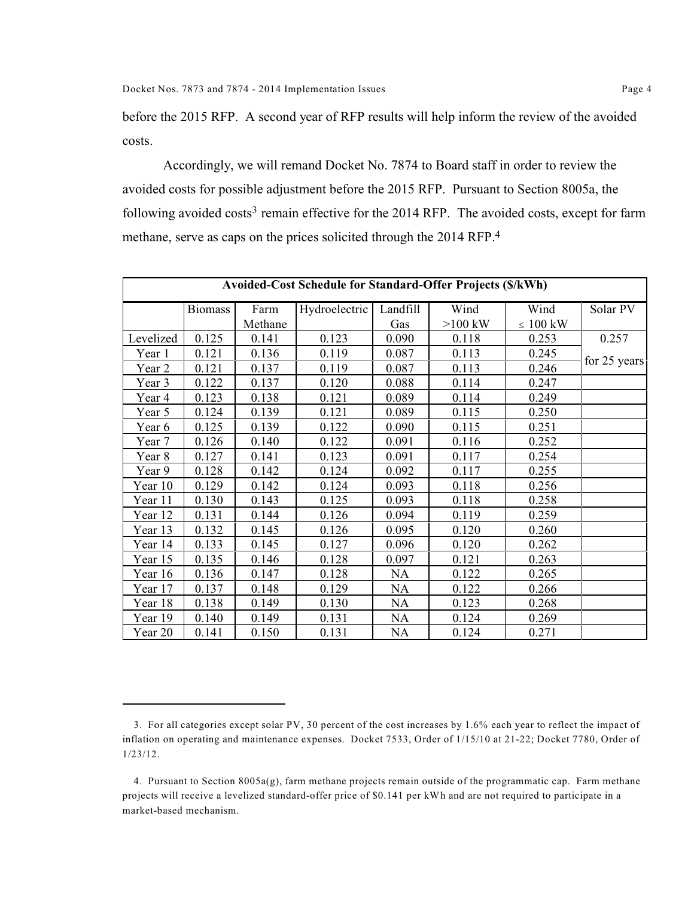before the 2015 RFP. A second year of RFP results will help inform the review of the avoided costs.

Accordingly, we will remand Docket No. 7874 to Board staff in order to review the avoided costs for possible adjustment before the 2015 RFP. Pursuant to Section 8005a, the following avoided costs[3] remain effective for the 2014 RFP. The avoided costs, except for farm methane, serve as caps on the prices solicited through the 2014 RFP.[4]

| Avoided-Cost Schedule for Standard-Offer Projects ($/kWh) | | | | | | | |
|---|---|---|---|---|---|---|---|
| | Biomass | Farm Methane | Hydroelectric | Landfill Gas | Wind >100 kW | Wind ≤ 100 kW | Solar PV |
| Levelized | 0.125 | 0.141 | 0.123 | 0.090 | 0.118 | 0.253 | 0.257 |
| Year 1 | 0.121 | 0.136 | 0.119 | 0.087 | 0.113 | 0.245 | for 25 years |
| Year 2 | 0.121 | 0.137 | 0.119 | 0.087 | 0.113 | 0.246 | |
| Year 3 | 0.122 | 0.137 | 0.120 | 0.088 | 0.114 | 0.247 | |
| Year 4 | 0.123 | 0.138 | 0.121 | 0.089 | 0.114 | 0.249 | |
| Year 5 | 0.124 | 0.139 | 0.121 | 0.089 | 0.115 | 0.250 | |
| Year 6 | 0.125 | 0.139 | 0.122 | 0.090 | 0.115 | 0.251 | |
| Year 7 | 0.126 | 0.140 | 0.122 | 0.091 | 0.116 | 0.252 | |
| Year 8 | 0.127 | 0.141 | 0.123 | 0.091 | 0.117 | 0.254 | |
| Year 9 | 0.128 | 0.142 | 0.124 | 0.092 | 0.117 | 0.255 | |
| Year 10 | 0.129 | 0.142 | 0.124 | 0.093 | 0.118 | 0.256 | |
| Year 11 | 0.130 | 0.143 | 0.125 | 0.093 | 0.118 | 0.258 | |
| Year 12 | 0.131 | 0.144 | 0.126 | 0.094 | 0.119 | 0.259 | |
| Year 13 | 0.132 | 0.145 | 0.126 | 0.095 | 0.120 | 0.260 | |
| Year 14 | 0.133 | 0.145 | 0.127 | 0.096 | 0.120 | 0.262 | |
| Year 15 | 0.135 | 0.146 | 0.128 | 0.097 | 0.121 | 0.263 | |
| Year 16 | 0.136 | 0.147 | 0.128 | NA | 0.122 | 0.265 | |
| Year 17 | 0.137 | 0.148 | 0.129 | NA | 0.122 | 0.266 | |
| Year 18 | 0.138 | 0.149 | 0.130 | NA | 0.123 | 0.268 | |
| Year 19 | 0.140 | 0.149 | 0.131 | NA | 0.124 | 0.269 | |
| Year 20 | 0.141 | 0.150 | 0.131 | NA | 0.124 | 0.271 | |

3. For all categories except solar PV, 30 percent of the cost increases by 1.6% each year to reflect the impact of inflation on operating and maintenance expenses. Docket 7533, Order of 1/15/10 at 21-22; Docket 7780, Order of 1/23/12.

4. Pursuant to Section 8005a(g), farm methane projects remain outside of the programmatic cap. Farm methane projects will receive a levelized standard-offer price of $0.141 per kWh and are not required to participate in a market-based mechanism.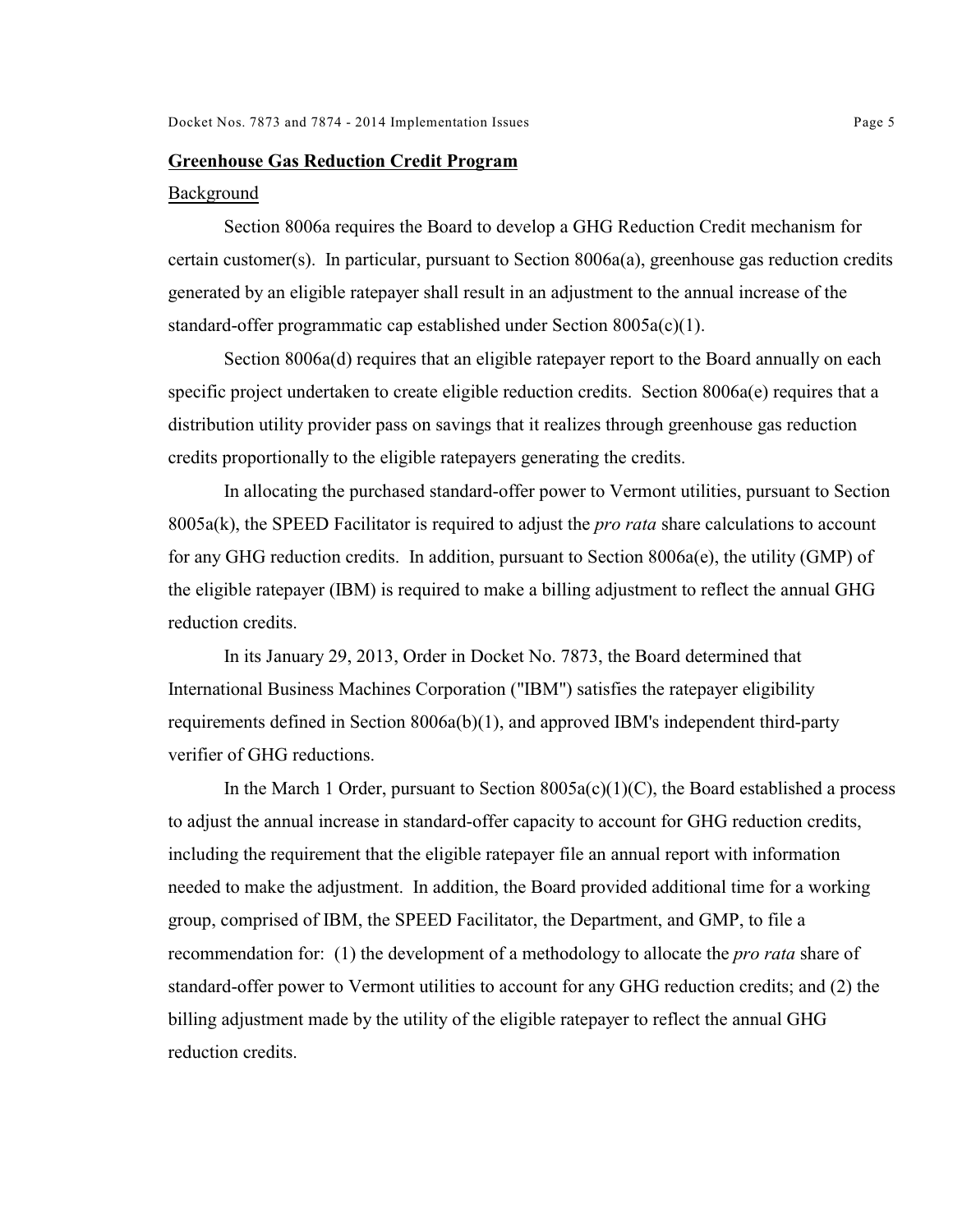## **Greenhouse Gas Reduction Credit Program**

### Background

Section 8006a requires the Board to develop a GHG Reduction Credit mechanism for certain customer(s). In particular, pursuant to Section 8006a(a), greenhouse gas reduction credits generated by an eligible ratepayer shall result in an adjustment to the annual increase of the standard-offer programmatic cap established under Section 8005a(c)(1).

Section 8006a(d) requires that an eligible ratepayer report to the Board annually on each specific project undertaken to create eligible reduction credits. Section 8006a(e) requires that a distribution utility provider pass on savings that it realizes through greenhouse gas reduction credits proportionally to the eligible ratepayers generating the credits.

In allocating the purchased standard-offer power to Vermont utilities, pursuant to Section 8005a(k), the SPEED Facilitator is required to adjust the *pro rata* share calculations to account for any GHG reduction credits. In addition, pursuant to Section 8006a(e), the utility (GMP) of the eligible ratepayer (IBM) is required to make a billing adjustment to reflect the annual GHG reduction credits.

In its January 29, 2013, Order in Docket No. 7873, the Board determined that International Business Machines Corporation ("IBM") satisfies the ratepayer eligibility requirements defined in Section 8006a(b)(1), and approved IBM's independent third-party verifier of GHG reductions.

In the March 1 Order, pursuant to Section 8005a(c)(1)(C), the Board established a process to adjust the annual increase in standard-offer capacity to account for GHG reduction credits, including the requirement that the eligible ratepayer file an annual report with information needed to make the adjustment. In addition, the Board provided additional time for a working group, comprised of IBM, the SPEED Facilitator, the Department, and GMP, to file a recommendation for: (1) the development of a methodology to allocate the *pro rata* share of standard-offer power to Vermont utilities to account for any GHG reduction credits; and (2) the billing adjustment made by the utility of the eligible ratepayer to reflect the annual GHG reduction credits.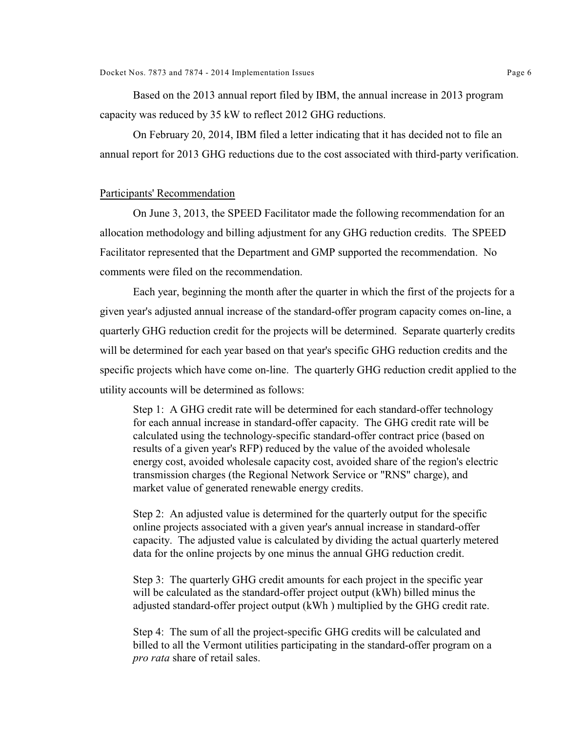Based on the 2013 annual report filed by IBM, the annual increase in 2013 program capacity was reduced by 35 kW to reflect 2012 GHG reductions.

On February 20, 2014, IBM filed a letter indicating that it has decided not to file an annual report for 2013 GHG reductions due to the cost associated with third-party verification.

## Participants' Recommendation

On June 3, 2013, the SPEED Facilitator made the following recommendation for an allocation methodology and billing adjustment for any GHG reduction credits. The SPEED Facilitator represented that the Department and GMP supported the recommendation. No comments were filed on the recommendation.

Each year, beginning the month after the quarter in which the first of the projects for a given year's adjusted annual increase of the standard-offer program capacity comes on-line, a quarterly GHG reduction credit for the projects will be determined. Separate quarterly credits will be determined for each year based on that year's specific GHG reduction credits and the specific projects which have come on-line. The quarterly GHG reduction credit applied to the utility accounts will be determined as follows:

> Step 1: A GHG credit rate will be determined for each standard-offer technology for each annual increase in standard-offer capacity. The GHG credit rate will be calculated using the technology-specific standard-offer contract price (based on results of a given year's RFP) reduced by the value of the avoided wholesale energy cost, avoided wholesale capacity cost, avoided share of the region's electric transmission charges (the Regional Network Service or "RNS" charge), and market value of generated renewable energy credits.
>
> Step 2: An adjusted value is determined for the quarterly output for the specific online projects associated with a given year's annual increase in standard-offer capacity. The adjusted value is calculated by dividing the actual quarterly metered data for the online projects by one minus the annual GHG reduction credit.
>
> Step 3: The quarterly GHG credit amounts for each project in the specific year will be calculated as the standard-offer project output (kWh) billed minus the adjusted standard-offer project output (kWh ) multiplied by the GHG credit rate.
>
> Step 4: The sum of all the project-specific GHG credits will be calculated and billed to all the Vermont utilities participating in the standard-offer program on a *pro rata* share of retail sales.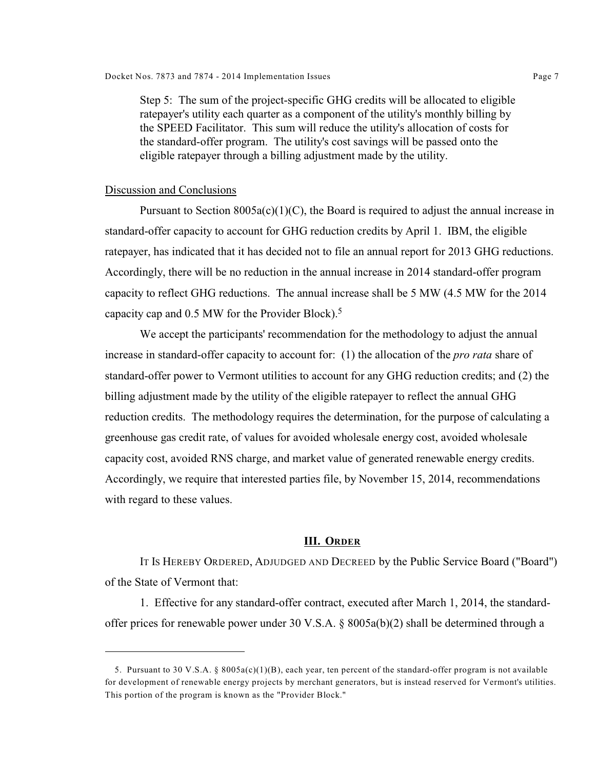Step 5: The sum of the project-specific GHG credits will be allocated to eligible ratepayer's utility each quarter as a component of the utility's monthly billing by the SPEED Facilitator. This sum will reduce the utility's allocation of costs for the standard-offer program. The utility's cost savings will be passed onto the eligible ratepayer through a billing adjustment made by the utility.

Discussion and Conclusions

Pursuant to Section 8005a(c)(1)(C), the Board is required to adjust the annual increase in standard-offer capacity to account for GHG reduction credits by April 1. IBM, the eligible ratepayer, has indicated that it has decided not to file an annual report for 2013 GHG reductions. Accordingly, there will be no reduction in the annual increase in 2014 standard-offer program capacity to reflect GHG reductions. The annual increase shall be 5 MW (4.5 MW for the 2014 capacity cap and 0.5 MW for the Provider Block).[5]

We accept the participants' recommendation for the methodology to adjust the annual increase in standard-offer capacity to account for: (1) the allocation of the *pro rata* share of standard-offer power to Vermont utilities to account for any GHG reduction credits; and (2) the billing adjustment made by the utility of the eligible ratepayer to reflect the annual GHG reduction credits. The methodology requires the determination, for the purpose of calculating a greenhouse gas credit rate, of values for avoided wholesale energy cost, avoided wholesale capacity cost, avoided RNS charge, and market value of generated renewable energy credits. Accordingly, we require that interested parties file, by November 15, 2014, recommendations with regard to these values.

## III. Order

IT IS HEREBY ORDERED, ADJUDGED AND DECREED by the Public Service Board ("Board") of the State of Vermont that:

1. Effective for any standard-offer contract, executed after March 1, 2014, the standard-offer prices for renewable power under 30 V.S.A. § 8005a(b)(2) shall be determined through a

---

5. Pursuant to 30 V.S.A. § 8005a(c)(1)(B), each year, ten percent of the standard-offer program is not available for development of renewable energy projects by merchant generators, but is instead reserved for Vermont's utilities. This portion of the program is known as the "Provider Block."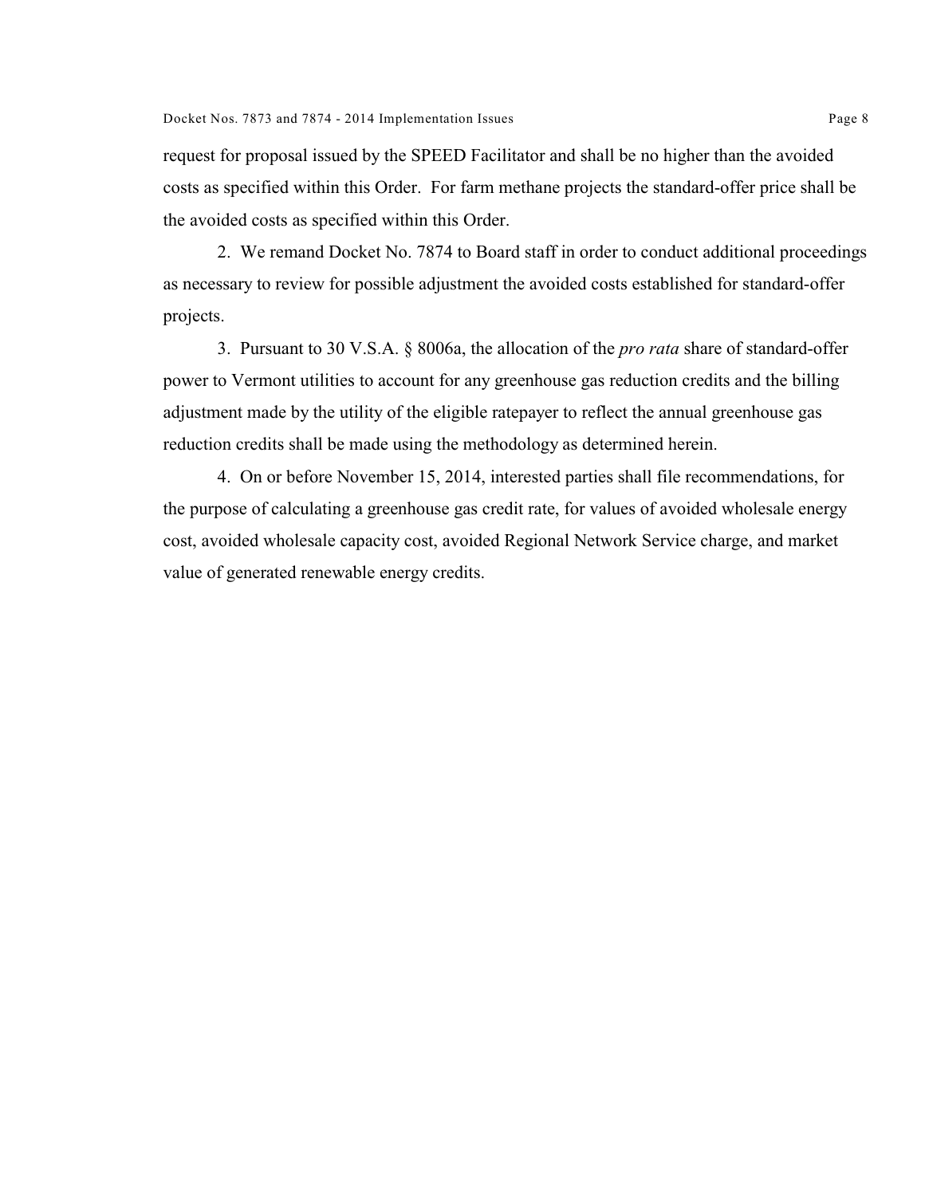request for proposal issued by the SPEED Facilitator and shall be no higher than the avoided costs as specified within this Order. For farm methane projects the standard-offer price shall be the avoided costs as specified within this Order.

2. We remand Docket No. 7874 to Board staff in order to conduct additional proceedings as necessary to review for possible adjustment the avoided costs established for standard-offer projects.

3. Pursuant to 30 V.S.A. § 8006a, the allocation of the *pro rata* share of standard-offer power to Vermont utilities to account for any greenhouse gas reduction credits and the billing adjustment made by the utility of the eligible ratepayer to reflect the annual greenhouse gas reduction credits shall be made using the methodology as determined herein.

4. On or before November 15, 2014, interested parties shall file recommendations, for the purpose of calculating a greenhouse gas credit rate, for values of avoided wholesale energy cost, avoided wholesale capacity cost, avoided Regional Network Service charge, and market value of generated renewable energy credits.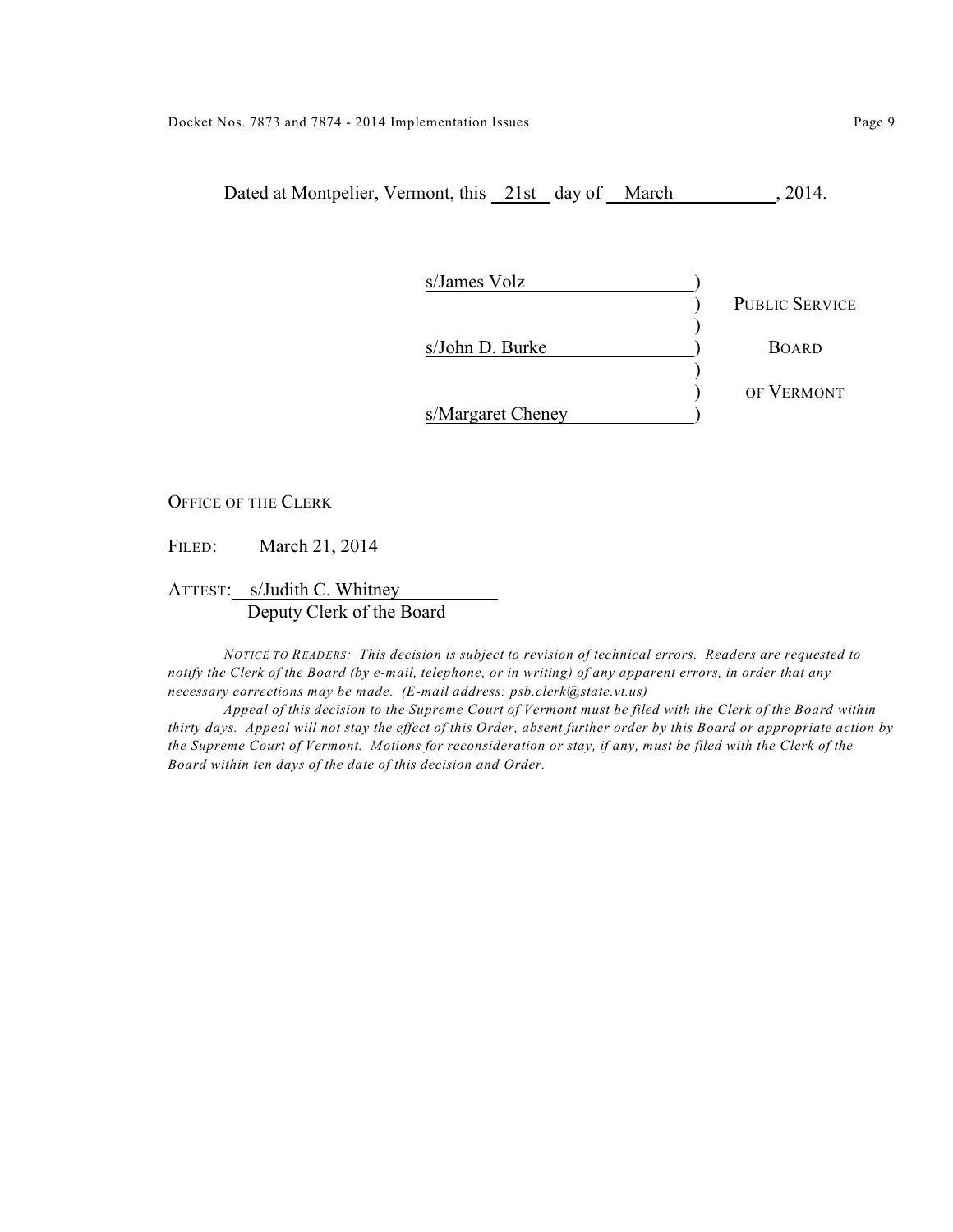Dated at Montpelier, Vermont, this 21st day of March, 2014.

| | | |
|---|---|---|
| s/James Volz | ) | PUBLIC SERVICE |
| | ) | |
| s/John D. Burke | ) | BOARD |
| | ) | |
| | ) | OF VERMONT |
| s/Margaret Cheney | ) | |

OFFICE OF THE CLERK

FILED: March 21, 2014

ATTEST: s/Judith C. Whitney
Deputy Clerk of the Board

*NOTICE TO READERS: This decision is subject to revision of technical errors. Readers are requested to notify the Clerk of the Board (by e-mail, telephone, or in writing) of any apparent errors, in order that any necessary corrections may be made. (E-mail address: psb.clerk@state.vt.us)*

*Appeal of this decision to the Supreme Court of Vermont must be filed with the Clerk of the Board within thirty days. Appeal will not stay the effect of this Order, absent further order by this Board or appropriate action by the Supreme Court of Vermont. Motions for reconsideration or stay, if any, must be filed with the Clerk of the Board within ten days of the date of this decision and Order.*